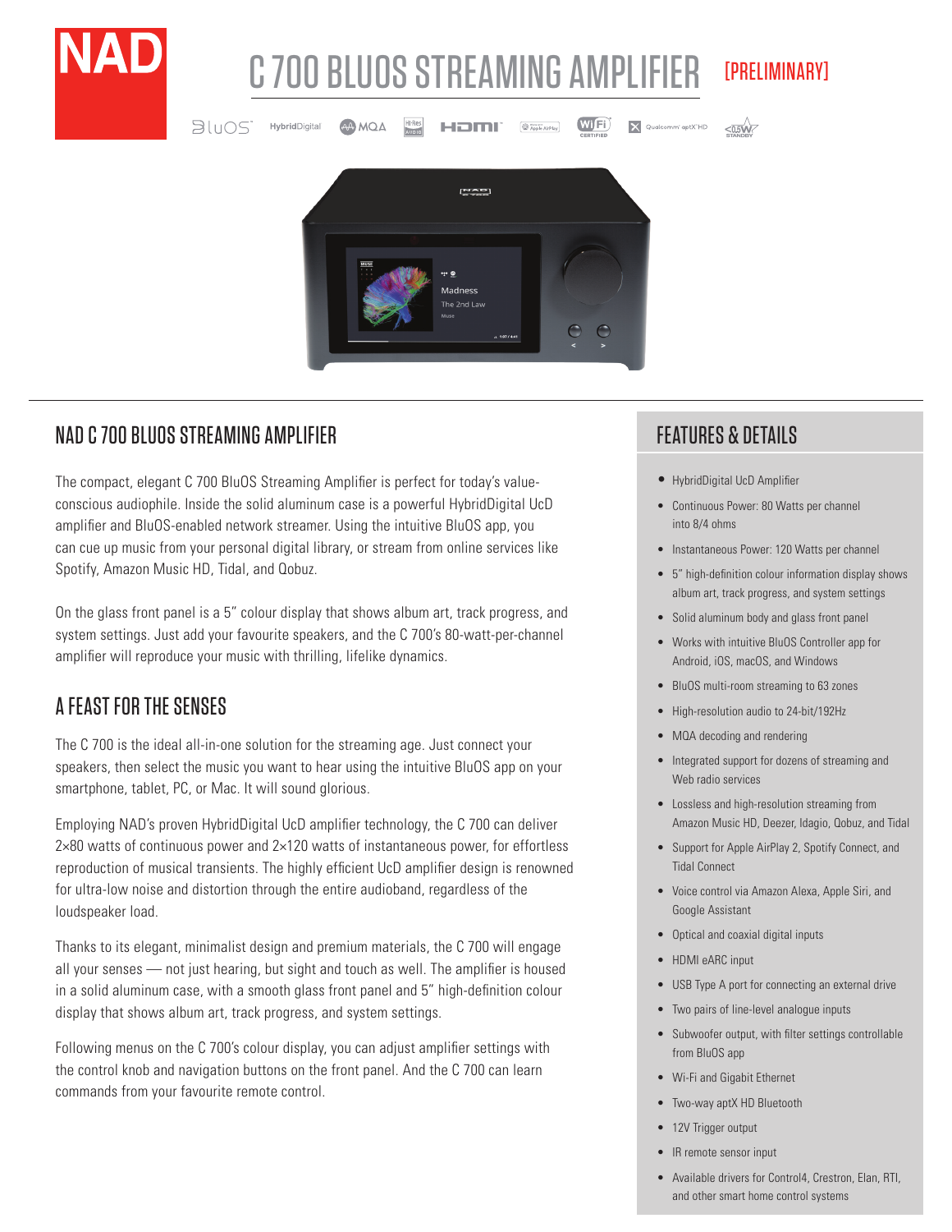# C 700 BLUOS STREAMING AMPLIFIER [PRELIMINARY]

## NAD C 700 BLUOS STREAMING AMPLIFIER

The compact, elegant C 700 BluOS Streaming Amplifier is perfect for today's value-conscious audiophile. Inside the solid aluminum case is a powerful HybridDigital UcD amplifier and BluOS-enabled network streamer. Using the intuitive BluOS app, you can cue up music from your personal digital library, or stream from online services like Spotify, Amazon Music HD, Tidal, and Qobuz.

On the glass front panel is a 5" colour display that shows album art, track progress, and system settings. Just add your favourite speakers, and the C 700's 80-watt-per-channel amplifier will reproduce your music with thrilling, lifelike dynamics.

## A FEAST FOR THE SENSES

The C 700 is the ideal all-in-one solution for the streaming age. Just connect your speakers, then select the music you want to hear using the intuitive BluOS app on your smartphone, tablet, PC, or Mac. It will sound glorious.

Employing NAD's proven HybridDigital UcD amplifier technology, the C 700 can deliver 2×80 watts of continuous power and 2×120 watts of instantaneous power, for effortless reproduction of musical transients. The highly efficient UcD amplifier design is renowned for ultra-low noise and distortion through the entire audioband, regardless of the loudspeaker load.

Thanks to its elegant, minimalist design and premium materials, the C 700 will engage all your senses — not just hearing, but sight and touch as well. The amplifier is housed in a solid aluminum case, with a smooth glass front panel and 5" high-definition colour display that shows album art, track progress, and system settings.

Following menus on the C 700's colour display, you can adjust amplifier settings with the control knob and navigation buttons on the front panel. And the C 700 can learn commands from your favourite remote control.

## FEATURES & DETAILS

- HybridDigital UcD Amplifier
- Continuous Power: 80 Watts per channel into 8/4 ohms
- Instantaneous Power: 120 Watts per channel
- 5" high-definition colour information display shows album art, track progress, and system settings
- Solid aluminum body and glass front panel
- Works with intuitive BluOS Controller app for Android, iOS, macOS, and Windows
- BluOS multi-room streaming to 63 zones
- High-resolution audio to 24-bit/192Hz
- MQA decoding and rendering
- Integrated support for dozens of streaming and Web radio services
- Lossless and high-resolution streaming from Amazon Music HD, Deezer, Idagio, Qobuz, and Tidal
- Support for Apple AirPlay 2, Spotify Connect, and Tidal Connect
- Voice control via Amazon Alexa, Apple Siri, and Google Assistant
- Optical and coaxial digital inputs
- HDMI eARC input
- USB Type A port for connecting an external drive
- Two pairs of line-level analogue inputs
- Subwoofer output, with filter settings controllable from BluOS app
- Wi-Fi and Gigabit Ethernet
- Two-way aptX HD Bluetooth
- 12V Trigger output
- IR remote sensor input
- Available drivers for Control4, Crestron, Elan, RTI, and other smart home control systems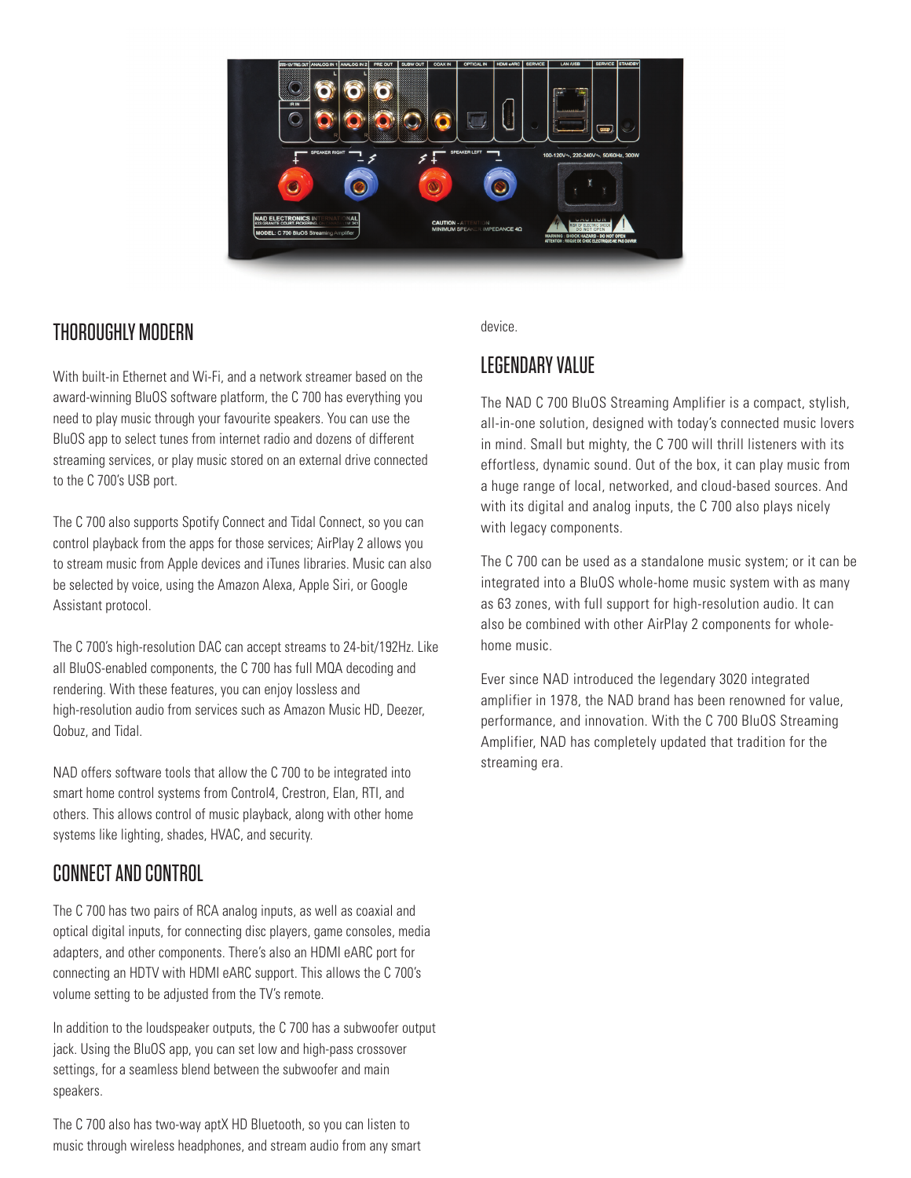## THOROUGHLY MODERN

With built-in Ethernet and Wi-Fi, and a network streamer based on the award-winning BluOS software platform, the C 700 has everything you need to play music through your favourite speakers. You can use the BluOS app to select tunes from internet radio and dozens of different streaming services, or play music stored on an external drive connected to the C 700's USB port.

The C 700 also supports Spotify Connect and Tidal Connect, so you can control playback from the apps for those services; AirPlay 2 allows you to stream music from Apple devices and iTunes libraries. Music can also be selected by voice, using the Amazon Alexa, Apple Siri, or Google Assistant protocol.

The C 700's high-resolution DAC can accept streams to 24-bit/192Hz. Like all BluOS-enabled components, the C 700 has full MQA decoding and rendering. With these features, you can enjoy lossless and high-resolution audio from services such as Amazon Music HD, Deezer, Qobuz, and Tidal.

NAD offers software tools that allow the C 700 to be integrated into smart home control systems from Control4, Crestron, Elan, RTI, and others. This allows control of music playback, along with other home systems like lighting, shades, HVAC, and security.

## CONNECT AND CONTROL

The C 700 has two pairs of RCA analog inputs, as well as coaxial and optical digital inputs, for connecting disc players, game consoles, media adapters, and other components. There's also an HDMI eARC port for connecting an HDTV with HDMI eARC support. This allows the C 700's volume setting to be adjusted from the TV's remote.

In addition to the loudspeaker outputs, the C 700 has a subwoofer output jack. Using the BluOS app, you can set low and high-pass crossover settings, for a seamless blend between the subwoofer and main speakers.

The C 700 also has two-way aptX HD Bluetooth, so you can listen to music through wireless headphones, and stream audio from any smart device.

## LEGENDARY VALUE

The NAD C 700 BluOS Streaming Amplifier is a compact, stylish, all-in-one solution, designed with today's connected music lovers in mind. Small but mighty, the C 700 will thrill listeners with its effortless, dynamic sound. Out of the box, it can play music from a huge range of local, networked, and cloud-based sources. And with its digital and analog inputs, the C 700 also plays nicely with legacy components.

The C 700 can be used as a standalone music system; or it can be integrated into a BluOS whole-home music system with as many as 63 zones, with full support for high-resolution audio. It can also be combined with other AirPlay 2 components for whole-home music.

Ever since NAD introduced the legendary 3020 integrated amplifier in 1978, the NAD brand has been renowned for value, performance, and innovation. With the C 700 BluOS Streaming Amplifier, NAD has completely updated that tradition for the streaming era.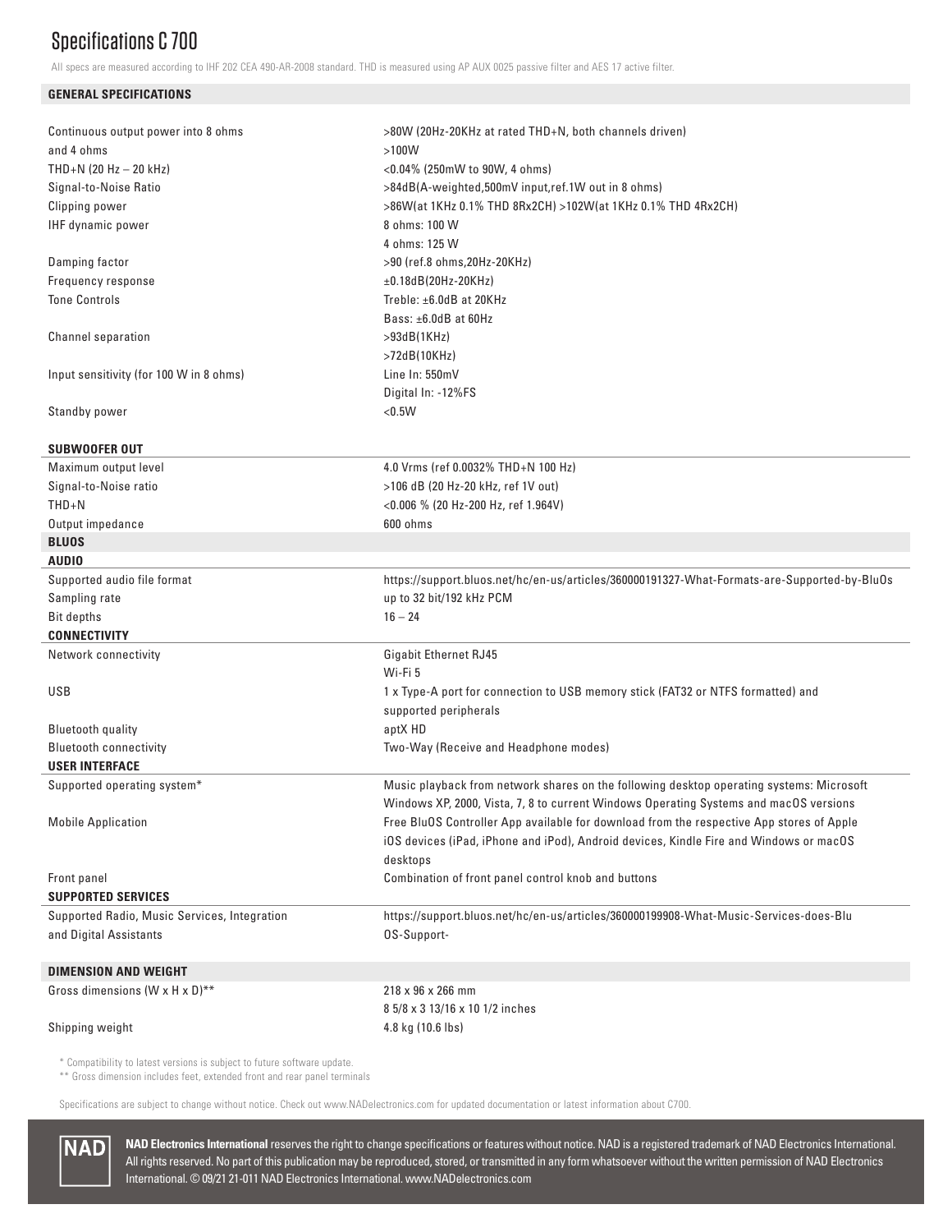# Specifications C 700

All specs are measured according to IHF 202 CEA 490-AR-2008 standard. THD is measured using AP AUX 0025 passive filter and AES 17 active filter.

| GENERAL SPECIFICATIONS | |
|---|---|
| Continuous output power into 8 ohms | >80W (20Hz-20KHz at rated THD+N, both channels driven) |
| and 4 ohms | >100W |
| THD+N (20 Hz – 20 kHz) | <0.04% (250mW to 90W, 4 ohms) |
| Signal-to-Noise Ratio | >84dB(A-weighted,500mV input,ref.1W out in 8 ohms) |
| Clipping power | >86W(at 1KHz 0.1% THD 8Rx2CH) >102W(at 1KHz 0.1% THD 4Rx2CH) |
| IHF dynamic power | 8 ohms: 100 W<br>4 ohms: 125 W |
| Damping factor | >90 (ref.8 ohms,20Hz-20KHz) |
| Frequency response | ±0.18dB(20Hz-20KHz) |
| Tone Controls | Treble: ±6.0dB at 20KHz<br>Bass: ±6.0dB at 60Hz |
| Channel separation | >93dB(1KHz)<br>>72dB(10KHz) |
| Input sensitivity (for 100 W in 8 ohms) | Line In: 550mV<br>Digital In: -12%FS |
| Standby power | <0.5W |
| **SUBWOOFER OUT** | |
| Maximum output level | 4.0 Vrms (ref 0.0032% THD+N 100 Hz) |
| Signal-to-Noise ratio | >106 dB (20 Hz-20 kHz, ref 1V out) |
| THD+N | <0.006 % (20 Hz-200 Hz, ref 1.964V) |
| Output impedance | 600 ohms |
| **BLUOS** | |
| **AUDIO** | |
| Supported audio file format | https://support.bluos.net/hc/en-us/articles/360000191327-What-Formats-are-Supported-by-BluOs |
| Sampling rate | up to 32 bit/192 kHz PCM |
| Bit depths | 16 – 24 |
| **CONNECTIVITY** | |
| Network connectivity | Gigabit Ethernet RJ45<br>Wi-Fi 5 |
| USB | 1 x Type-A port for connection to USB memory stick (FAT32 or NTFS formatted) and supported peripherals |
| Bluetooth quality | aptX HD |
| Bluetooth connectivity | Two-Way (Receive and Headphone modes) |
| **USER INTERFACE** | |
| Supported operating system* | Music playback from network shares on the following desktop operating systems: Microsoft Windows XP, 2000, Vista, 7, 8 to current Windows Operating Systems and macOS versions |
| Mobile Application | Free BluOS Controller App available for download from the respective App stores of Apple iOS devices (iPad, iPhone and iPod), Android devices, Kindle Fire and Windows or macOS desktops |
| Front panel | Combination of front panel control knob and buttons |
| **SUPPORTED SERVICES** | |
| Supported Radio, Music Services, Integration and Digital Assistants | https://support.bluos.net/hc/en-us/articles/360000199908-What-Music-Services-does-BluOS-Support- |

| DIMENSION AND WEIGHT | |
|---|---|
| Gross dimensions (W x H x D)** | 218 x 96 x 266 mm<br>8 5/8 x 3 13/16 x 10 1/2 inches |
| Shipping weight | 4.8 kg (10.6 lbs) |

\* Compatibility to latest versions is subject to future software update.
\*\* Gross dimension includes feet, extended front and rear panel terminals

Specifications are subject to change without notice. Check out www.NADelectronics.com for updated documentation or latest information about C700.

**NAD Electronics International** reserves the right to change specifications or features without notice. NAD is a registered trademark of NAD Electronics International. All rights reserved. No part of this publication may be reproduced, stored, or transmitted in any form whatsoever without the written permission of NAD Electronics International. © 09/21 21-011 NAD Electronics International. www.NADelectronics.com